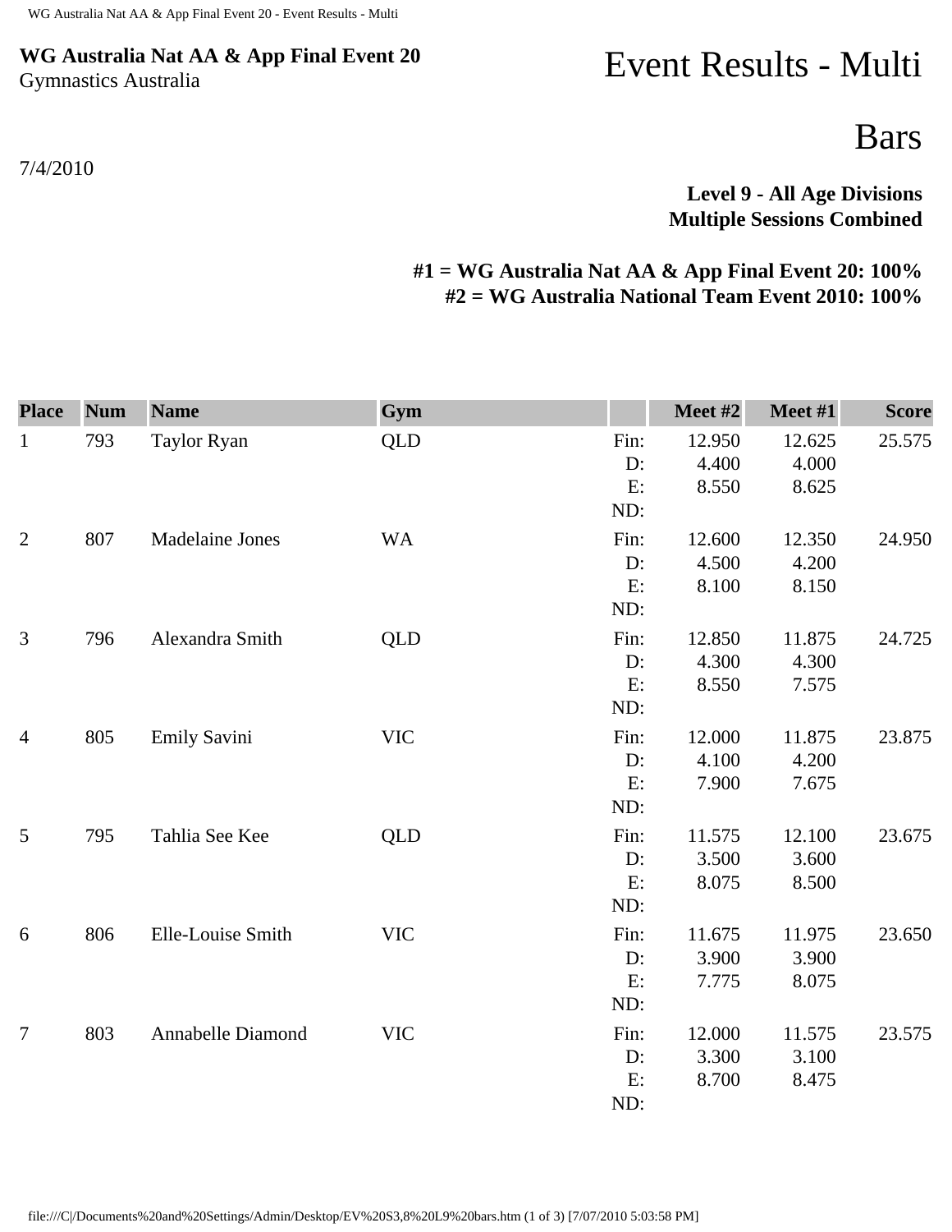**WG Australia Nat AA & App Final Event 20**
Gymnastics Australia

7/4/2010

# Event Results - Multi

## Bars

**Level 9 - All Age Divisions**
**Multiple Sessions Combined**

**#1 = WG Australia Nat AA & App Final Event 20: 100%**
**#2 = WG Australia National Team Event 2010: 100%**

| Place | Num | Name | Gym | | Meet #2 | Meet #1 | Score |
|---|---|---|---|---|---|---|---|
| 1 | 793 | Taylor Ryan | QLD | Fin: | 12.950 | 12.625 | 25.575 |
| | | | | D: | 4.400 | 4.000 | |
| | | | | E: | 8.550 | 8.625 | |
| | | | | ND: | | | |
| 2 | 807 | Madelaine Jones | WA | Fin: | 12.600 | 12.350 | 24.950 |
| | | | | D: | 4.500 | 4.200 | |
| | | | | E: | 8.100 | 8.150 | |
| | | | | ND: | | | |
| 3 | 796 | Alexandra Smith | QLD | Fin: | 12.850 | 11.875 | 24.725 |
| | | | | D: | 4.300 | 4.300 | |
| | | | | E: | 8.550 | 7.575 | |
| | | | | ND: | | | |
| 4 | 805 | Emily Savini | VIC | Fin: | 12.000 | 11.875 | 23.875 |
| | | | | D: | 4.100 | 4.200 | |
| | | | | E: | 7.900 | 7.675 | |
| | | | | ND: | | | |
| 5 | 795 | Tahlia See Kee | QLD | Fin: | 11.575 | 12.100 | 23.675 |
| | | | | D: | 3.500 | 3.600 | |
| | | | | E: | 8.075 | 8.500 | |
| | | | | ND: | | | |
| 6 | 806 | Elle-Louise Smith | VIC | Fin: | 11.675 | 11.975 | 23.650 |
| | | | | D: | 3.900 | 3.900 | |
| | | | | E: | 7.775 | 8.075 | |
| | | | | ND: | | | |
| 7 | 803 | Annabelle Diamond | VIC | Fin: | 12.000 | 11.575 | 23.575 |
| | | | | D: | 3.300 | 3.100 | |
| | | | | E: | 8.700 | 8.475 | |
| | | | | ND: | | | |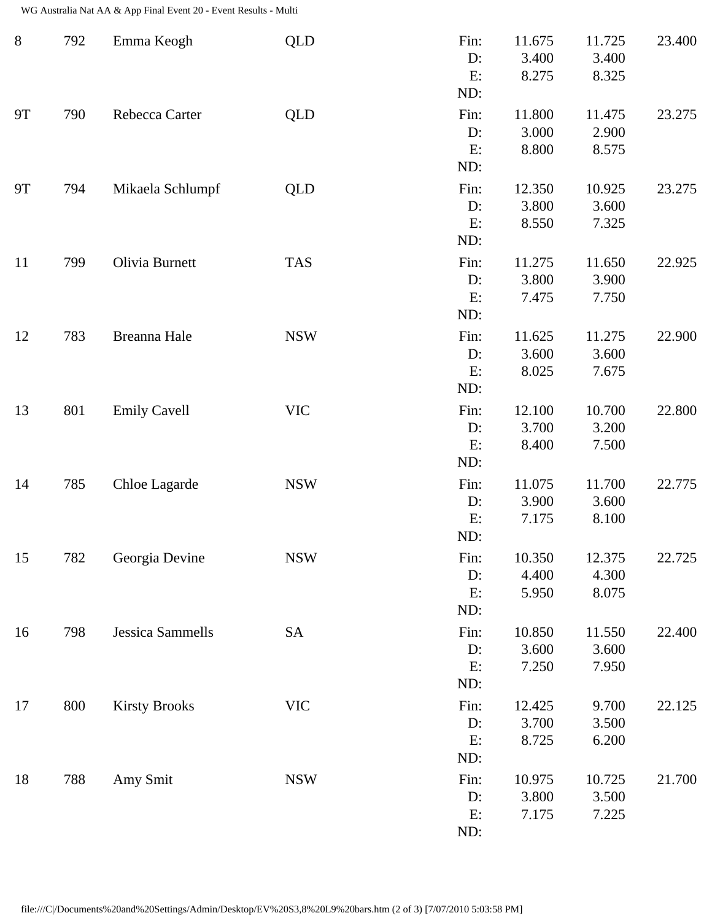| Rank | No. | Name | State | | Score 1 | Score 2 | Total |
|---|---|---|---|---|---|---|---|
| 8 | 792 | Emma Keogh | QLD | Fin: | 11.675 | 11.725 | 23.400 |
| | | | | D: | 3.400 | 3.400 | |
| | | | | E: | 8.275 | 8.325 | |
| | | | | ND: | | | |
| 9T | 790 | Rebecca Carter | QLD | Fin: | 11.800 | 11.475 | 23.275 |
| | | | | D: | 3.000 | 2.900 | |
| | | | | E: | 8.800 | 8.575 | |
| | | | | ND: | | | |
| 9T | 794 | Mikaela Schlumpf | QLD | Fin: | 12.350 | 10.925 | 23.275 |
| | | | | D: | 3.800 | 3.600 | |
| | | | | E: | 8.550 | 7.325 | |
| | | | | ND: | | | |
| 11 | 799 | Olivia Burnett | TAS | Fin: | 11.275 | 11.650 | 22.925 |
| | | | | D: | 3.800 | 3.900 | |
| | | | | E: | 7.475 | 7.750 | |
| | | | | ND: | | | |
| 12 | 783 | Breanna Hale | NSW | Fin: | 11.625 | 11.275 | 22.900 |
| | | | | D: | 3.600 | 3.600 | |
| | | | | E: | 8.025 | 7.675 | |
| | | | | ND: | | | |
| 13 | 801 | Emily Cavell | VIC | Fin: | 12.100 | 10.700 | 22.800 |
| | | | | D: | 3.700 | 3.200 | |
| | | | | E: | 8.400 | 7.500 | |
| | | | | ND: | | | |
| 14 | 785 | Chloe Lagarde | NSW | Fin: | 11.075 | 11.700 | 22.775 |
| | | | | D: | 3.900 | 3.600 | |
| | | | | E: | 7.175 | 8.100 | |
| | | | | ND: | | | |
| 15 | 782 | Georgia Devine | NSW | Fin: | 10.350 | 12.375 | 22.725 |
| | | | | D: | 4.400 | 4.300 | |
| | | | | E: | 5.950 | 8.075 | |
| | | | | ND: | | | |
| 16 | 798 | Jessica Sammells | SA | Fin: | 10.850 | 11.550 | 22.400 |
| | | | | D: | 3.600 | 3.600 | |
| | | | | E: | 7.250 | 7.950 | |
| | | | | ND: | | | |
| 17 | 800 | Kirsty Brooks | VIC | Fin: | 12.425 | 9.700 | 22.125 |
| | | | | D: | 3.700 | 3.500 | |
| | | | | E: | 8.725 | 6.200 | |
| | | | | ND: | | | |
| 18 | 788 | Amy Smit | NSW | Fin: | 10.975 | 10.725 | 21.700 |
| | | | | D: | 3.800 | 3.500 | |
| | | | | E: | 7.175 | 7.225 | |
| | | | | ND: | | | |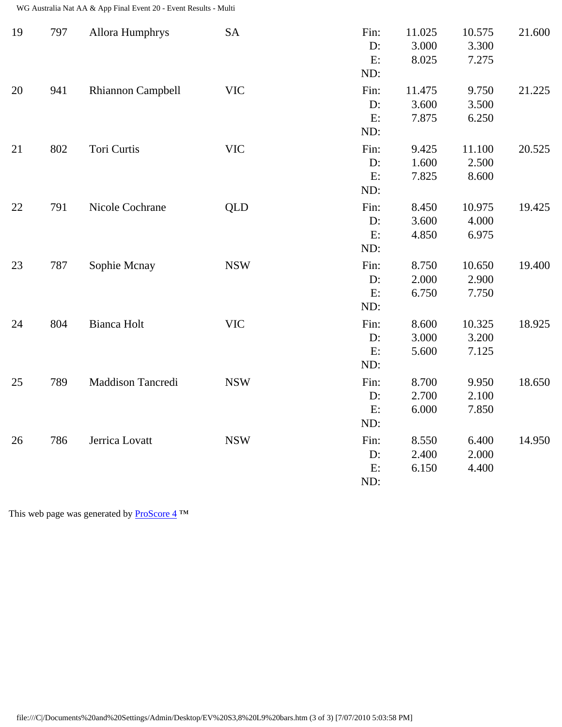| | | | | | | | |
|---|---|---|---|---|---|---|---|
| 19 | 797 | Allora Humphrys | SA | Fin: | 11.025 | 10.575 | 21.600 |
| | | | | D: | 3.000 | 3.300 | |
| | | | | E: | 8.025 | 7.275 | |
| | | | | ND: | | | |
| 20 | 941 | Rhiannon Campbell | VIC | Fin: | 11.475 | 9.750 | 21.225 |
| | | | | D: | 3.600 | 3.500 | |
| | | | | E: | 7.875 | 6.250 | |
| | | | | ND: | | | |
| 21 | 802 | Tori Curtis | VIC | Fin: | 9.425 | 11.100 | 20.525 |
| | | | | D: | 1.600 | 2.500 | |
| | | | | E: | 7.825 | 8.600 | |
| | | | | ND: | | | |
| 22 | 791 | Nicole Cochrane | QLD | Fin: | 8.450 | 10.975 | 19.425 |
| | | | | D: | 3.600 | 4.000 | |
| | | | | E: | 4.850 | 6.975 | |
| | | | | ND: | | | |
| 23 | 787 | Sophie Mcnay | NSW | Fin: | 8.750 | 10.650 | 19.400 |
| | | | | D: | 2.000 | 2.900 | |
| | | | | E: | 6.750 | 7.750 | |
| | | | | ND: | | | |
| 24 | 804 | Bianca Holt | VIC | Fin: | 8.600 | 10.325 | 18.925 |
| | | | | D: | 3.000 | 3.200 | |
| | | | | E: | 5.600 | 7.125 | |
| | | | | ND: | | | |
| 25 | 789 | Maddison Tancredi | NSW | Fin: | 8.700 | 9.950 | 18.650 |
| | | | | D: | 2.700 | 2.100 | |
| | | | | E: | 6.000 | 7.850 | |
| | | | | ND: | | | |
| 26 | 786 | Jerrica Lovatt | NSW | Fin: | 8.550 | 6.400 | 14.950 |
| | | | | D: | 2.400 | 2.000 | |
| | | | | E: | 6.150 | 4.400 | |
| | | | | ND: | | | |

This web page was generated by ProScore 4 ™